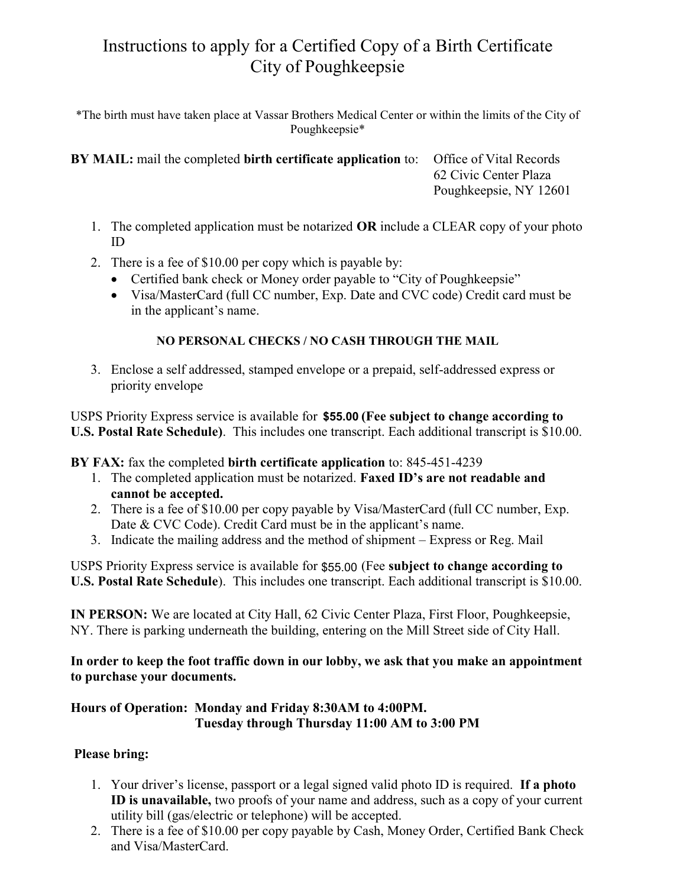# Instructions to apply for a Certified Copy of a Birth Certificate City of Poughkeepsie

*The birth must have taken place at Vassar Brothers Medical Center or within the limits of the City of Poughkeepsie*

**BY MAIL:** mail the completed **birth certificate application** to: Office of Vital Records
62 Civic Center Plaza
Poughkeepsie, NY 12601

1. The completed application must be notarized **OR** include a CLEAR copy of your photo ID
2. There is a fee of $10.00 per copy which is payable by:
   - Certified bank check or Money order payable to "City of Poughkeepsie"
   - Visa/MasterCard (full CC number, Exp. Date and CVC code) Credit card must be in the applicant's name.

   **NO PERSONAL CHECKS / NO CASH THROUGH THE MAIL**

3. Enclose a self addressed, stamped envelope or a prepaid, self-addressed express or priority envelope

USPS Priority Express service is available for **$55.00 (Fee subject to change according to U.S. Postal Rate Schedule)**. This includes one transcript. Each additional transcript is $10.00.

**BY FAX:** fax the completed **birth certificate application** to: 845-451-4239

1. The completed application must be notarized. **Faxed ID's are not readable and cannot be accepted.**
2. There is a fee of $10.00 per copy payable by Visa/MasterCard (full CC number, Exp. Date & CVC Code). Credit Card must be in the applicant's name.
3. Indicate the mailing address and the method of shipment – Express or Reg. Mail

USPS Priority Express service is available for $55.00 (Fee **subject to change according to U.S. Postal Rate Schedule**). This includes one transcript. Each additional transcript is $10.00.

**IN PERSON:** We are located at City Hall, 62 Civic Center Plaza, First Floor, Poughkeepsie, NY. There is parking underneath the building, entering on the Mill Street side of City Hall.

**In order to keep the foot traffic down in our lobby, we ask that you make an appointment to purchase your documents.**

**Hours of Operation: Monday and Friday 8:30AM to 4:00PM.**
**Tuesday through Thursday 11:00 AM to 3:00 PM**

**Please bring:**

1. Your driver's license, passport or a legal signed valid photo ID is required. **If a photo ID is unavailable,** two proofs of your name and address, such as a copy of your current utility bill (gas/electric or telephone) will be accepted.
2. There is a fee of $10.00 per copy payable by Cash, Money Order, Certified Bank Check and Visa/MasterCard.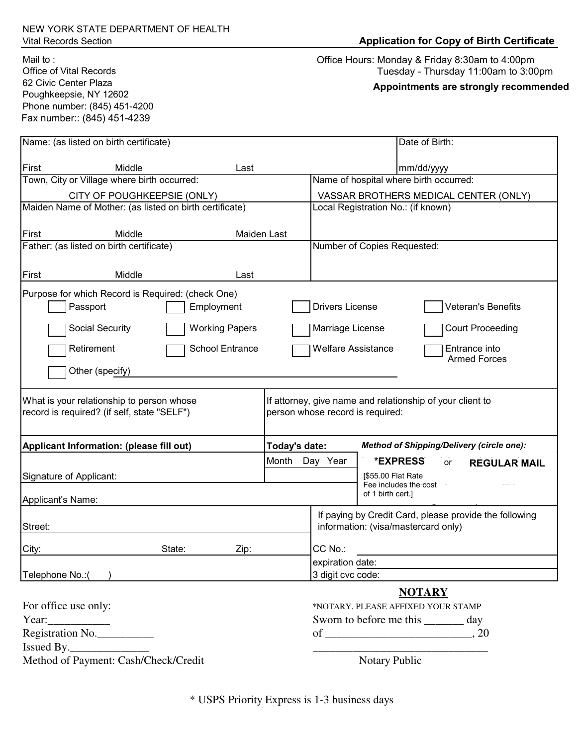NEW YORK STATE DEPARTMENT OF HEALTH
Vital Records Section

**Application for Copy of Birth Certificate**

Mail to :
Office of Vital Records
62 Civic Center Plaza
Poughkeepsie, NY 12602
Phone number: (845) 451-4200
Fax number:: (845) 451-4239

Office Hours: Monday & Friday 8:30am to 4:00pm
Tuesday - Thursday 11:00am to 3:00pm

**Appointments are strongly recommended**

| | |
|---|---|
| Name: (as listed on birth certificate)<br><br>First Middle Last | Date of Birth:<br><br>mm/dd/yyyy |
| Town, City or Village where birth occurred:<br>CITY OF POUGHKEEPSIE (ONLY) | Name of hospital where birth occurred:<br>VASSAR BROTHERS MEDICAL CENTER (ONLY) |
| Maiden Name of Mother: (as listed on birth certificate)<br><br>First Middle Maiden Last | Local Registration No.: (if known) |
| Father: (as listed on birth certificate)<br><br>First Middle Last | Number of Copies Requested: |

Purpose for which Record is Required: (check One)

| | | | |
|---|---|---|---|
| ☐ Passport | ☐ Employment | ☐ Drivers License | ☐ Veteran's Benefits |
| ☐ Social Security | ☐ Working Papers | ☐ Marriage License | ☐ Court Proceeding |
| ☐ Retirement | ☐ School Entrance | ☐ Welfare Assistance | ☐ Entrance into Armed Forces |

☐ Other (specify) ______________________________

| | |
|---|---|
| What is your relationship to person whose record is required? (if self, state "SELF") | If attorney, give name and relationship of your client to person whose record is required: |

| | | |
|---|---|---|
| **Applicant Information: (please fill out)** | **Today's date:**<br>Month Day Year | ***Method of Shipping/Delivery (circle one):***<br>**\*EXPRESS** or **REGULAR MAIL**<br>[$55.00 Flat Rate Fee includes the cost of 1 birth cert.] |
| Signature of Applicant: | | |
| Applicant's Name: | | |

| | |
|---|---|
| Street: | If paying by Credit Card, please provide the following information: (visa/mastercard only) |
| City: State: Zip: | CC No.: |
| Telephone No.:( ) | expiration date: |
| | 3 digit cvc code: |

For office use only:
Year:___________
Registration No.__________
Issued By.______________
Method of Payment: Cash/Check/Credit

**NOTARY**

*NOTARY, PLEASE AFFIXED YOUR STAMP
Sworn to before me this _______ day
of _________________________, 20
_______________________________
Notary Public

\* USPS Priority Express is 1-3 business days